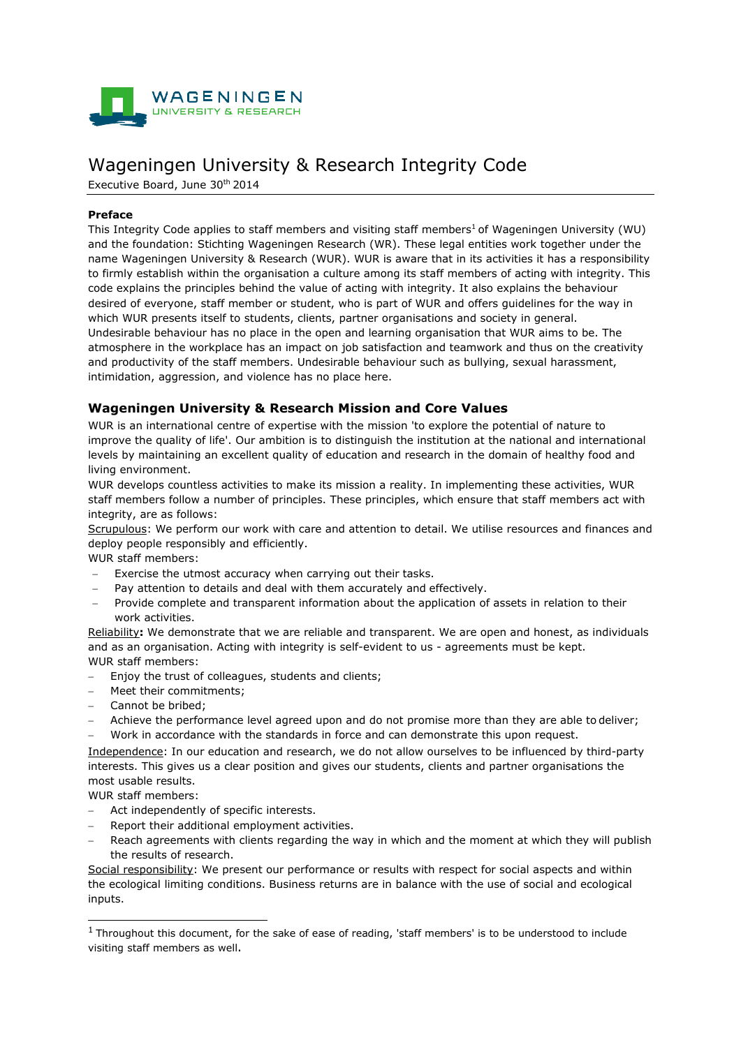# Wageningen University & Research Integrity Code

Executive Board, June 30th 2014

**Preface**

This Integrity Code applies to staff members and visiting staff members[1] of Wageningen University (WU) and the foundation: Stichting Wageningen Research (WR). These legal entities work together under the name Wageningen University & Research (WUR). WUR is aware that in its activities it has a responsibility to firmly establish within the organisation a culture among its staff members of acting with integrity. This code explains the principles behind the value of acting with integrity. It also explains the behaviour desired of everyone, staff member or student, who is part of WUR and offers guidelines for the way in which WUR presents itself to students, clients, partner organisations and society in general. Undesirable behaviour has no place in the open and learning organisation that WUR aims to be. The atmosphere in the workplace has an impact on job satisfaction and teamwork and thus on the creativity and productivity of the staff members. Undesirable behaviour such as bullying, sexual harassment, intimidation, aggression, and violence has no place here.

## Wageningen University & Research Mission and Core Values

WUR is an international centre of expertise with the mission 'to explore the potential of nature to improve the quality of life'. Our ambition is to distinguish the institution at the national and international levels by maintaining an excellent quality of education and research in the domain of healthy food and living environment.

WUR develops countless activities to make its mission a reality. In implementing these activities, WUR staff members follow a number of principles. These principles, which ensure that staff members act with integrity, are as follows:

Scrupulous: We perform our work with care and attention to detail. We utilise resources and finances and deploy people responsibly and efficiently.

WUR staff members:

- Exercise the utmost accuracy when carrying out their tasks.
- Pay attention to details and deal with them accurately and effectively.
- Provide complete and transparent information about the application of assets in relation to their work activities.

Reliability**:** We demonstrate that we are reliable and transparent. We are open and honest, as individuals and as an organisation. Acting with integrity is self-evident to us - agreements must be kept.

WUR staff members:

- Enjoy the trust of colleagues, students and clients;
- Meet their commitments;
- Cannot be bribed;
- Achieve the performance level agreed upon and do not promise more than they are able to deliver;
- Work in accordance with the standards in force and can demonstrate this upon request.

Independence: In our education and research, we do not allow ourselves to be influenced by third-party interests. This gives us a clear position and gives our students, clients and partner organisations the most usable results.

WUR staff members:

- Act independently of specific interests.
- Report their additional employment activities.
- Reach agreements with clients regarding the way in which and the moment at which they will publish the results of research.

Social responsibility: We present our performance or results with respect for social aspects and within the ecological limiting conditions. Business returns are in balance with the use of social and ecological inputs.

---

[1] Throughout this document, for the sake of ease of reading, 'staff members' is to be understood to include visiting staff members as well.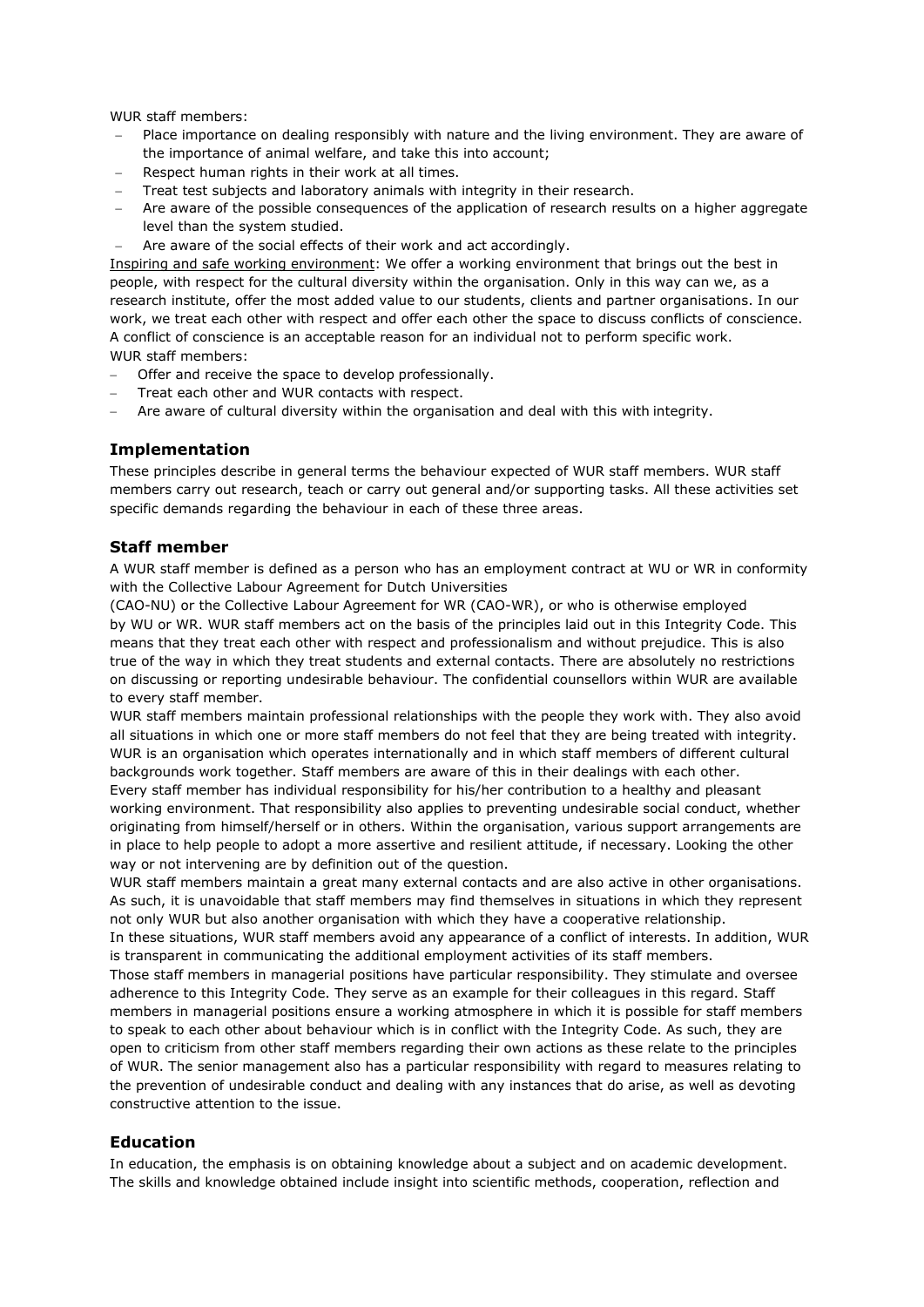WUR staff members:

- Place importance on dealing responsibly with nature and the living environment. They are aware of the importance of animal welfare, and take this into account;
- Respect human rights in their work at all times.
- Treat test subjects and laboratory animals with integrity in their research.
- Are aware of the possible consequences of the application of research results on a higher aggregate level than the system studied.
- Are aware of the social effects of their work and act accordingly.

Inspiring and safe working environment: We offer a working environment that brings out the best in people, with respect for the cultural diversity within the organisation. Only in this way can we, as a research institute, offer the most added value to our students, clients and partner organisations. In our work, we treat each other with respect and offer each other the space to discuss conflicts of conscience. A conflict of conscience is an acceptable reason for an individual not to perform specific work.

WUR staff members:

- Offer and receive the space to develop professionally.
- Treat each other and WUR contacts with respect.
- Are aware of cultural diversity within the organisation and deal with this with integrity.

## Implementation

These principles describe in general terms the behaviour expected of WUR staff members. WUR staff members carry out research, teach or carry out general and/or supporting tasks. All these activities set specific demands regarding the behaviour in each of these three areas.

## Staff member

A WUR staff member is defined as a person who has an employment contract at WU or WR in conformity with the Collective Labour Agreement for Dutch Universities (CAO-NU) or the Collective Labour Agreement for WR (CAO-WR), or who is otherwise employed by WU or WR. WUR staff members act on the basis of the principles laid out in this Integrity Code. This means that they treat each other with respect and professionalism and without prejudice. This is also true of the way in which they treat students and external contacts. There are absolutely no restrictions on discussing or reporting undesirable behaviour. The confidential counsellors within WUR are available to every staff member.

WUR staff members maintain professional relationships with the people they work with. They also avoid all situations in which one or more staff members do not feel that they are being treated with integrity. WUR is an organisation which operates internationally and in which staff members of different cultural backgrounds work together. Staff members are aware of this in their dealings with each other.

Every staff member has individual responsibility for his/her contribution to a healthy and pleasant working environment. That responsibility also applies to preventing undesirable social conduct, whether originating from himself/herself or in others. Within the organisation, various support arrangements are in place to help people to adopt a more assertive and resilient attitude, if necessary. Looking the other way or not intervening are by definition out of the question.

WUR staff members maintain a great many external contacts and are also active in other organisations. As such, it is unavoidable that staff members may find themselves in situations in which they represent not only WUR but also another organisation with which they have a cooperative relationship.

In these situations, WUR staff members avoid any appearance of a conflict of interests. In addition, WUR is transparent in communicating the additional employment activities of its staff members.

Those staff members in managerial positions have particular responsibility. They stimulate and oversee adherence to this Integrity Code. They serve as an example for their colleagues in this regard. Staff members in managerial positions ensure a working atmosphere in which it is possible for staff members to speak to each other about behaviour which is in conflict with the Integrity Code. As such, they are open to criticism from other staff members regarding their own actions as these relate to the principles of WUR. The senior management also has a particular responsibility with regard to measures relating to the prevention of undesirable conduct and dealing with any instances that do arise, as well as devoting constructive attention to the issue.

## Education

In education, the emphasis is on obtaining knowledge about a subject and on academic development. The skills and knowledge obtained include insight into scientific methods, cooperation, reflection and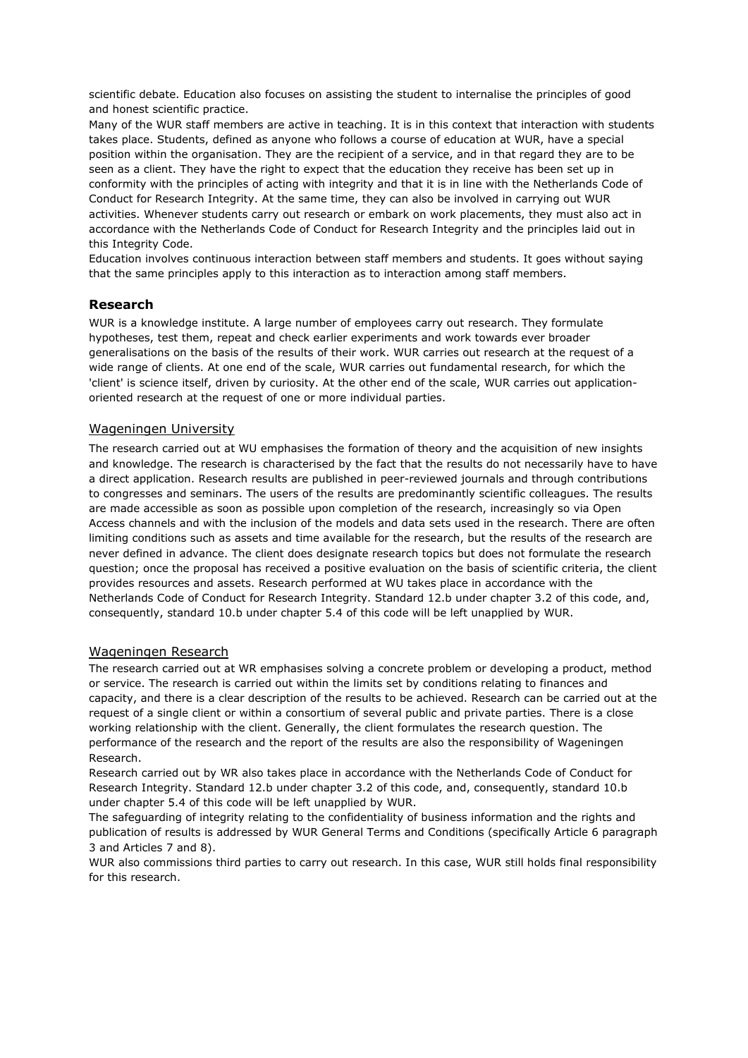scientific debate. Education also focuses on assisting the student to internalise the principles of good and honest scientific practice.

Many of the WUR staff members are active in teaching. It is in this context that interaction with students takes place. Students, defined as anyone who follows a course of education at WUR, have a special position within the organisation. They are the recipient of a service, and in that regard they are to be seen as a client. They have the right to expect that the education they receive has been set up in conformity with the principles of acting with integrity and that it is in line with the Netherlands Code of Conduct for Research Integrity. At the same time, they can also be involved in carrying out WUR activities. Whenever students carry out research or embark on work placements, they must also act in accordance with the Netherlands Code of Conduct for Research Integrity and the principles laid out in this Integrity Code.

Education involves continuous interaction between staff members and students. It goes without saying that the same principles apply to this interaction as to interaction among staff members.

## Research

WUR is a knowledge institute. A large number of employees carry out research. They formulate hypotheses, test them, repeat and check earlier experiments and work towards ever broader generalisations on the basis of the results of their work. WUR carries out research at the request of a wide range of clients. At one end of the scale, WUR carries out fundamental research, for which the 'client' is science itself, driven by curiosity. At the other end of the scale, WUR carries out application-oriented research at the request of one or more individual parties.

### Wageningen University

The research carried out at WU emphasises the formation of theory and the acquisition of new insights and knowledge. The research is characterised by the fact that the results do not necessarily have to have a direct application. Research results are published in peer-reviewed journals and through contributions to congresses and seminars. The users of the results are predominantly scientific colleagues. The results are made accessible as soon as possible upon completion of the research, increasingly so via Open Access channels and with the inclusion of the models and data sets used in the research. There are often limiting conditions such as assets and time available for the research, but the results of the research are never defined in advance. The client does designate research topics but does not formulate the research question; once the proposal has received a positive evaluation on the basis of scientific criteria, the client provides resources and assets. Research performed at WU takes place in accordance with the Netherlands Code of Conduct for Research Integrity. Standard 12.b under chapter 3.2 of this code, and, consequently, standard 10.b under chapter 5.4 of this code will be left unapplied by WUR.

### Wageningen Research

The research carried out at WR emphasises solving a concrete problem or developing a product, method or service. The research is carried out within the limits set by conditions relating to finances and capacity, and there is a clear description of the results to be achieved. Research can be carried out at the request of a single client or within a consortium of several public and private parties. There is a close working relationship with the client. Generally, the client formulates the research question. The performance of the research and the report of the results are also the responsibility of Wageningen Research.

Research carried out by WR also takes place in accordance with the Netherlands Code of Conduct for Research Integrity. Standard 12.b under chapter 3.2 of this code, and, consequently, standard 10.b under chapter 5.4 of this code will be left unapplied by WUR.

The safeguarding of integrity relating to the confidentiality of business information and the rights and publication of results is addressed by WUR General Terms and Conditions (specifically Article 6 paragraph 3 and Articles 7 and 8).

WUR also commissions third parties to carry out research. In this case, WUR still holds final responsibility for this research.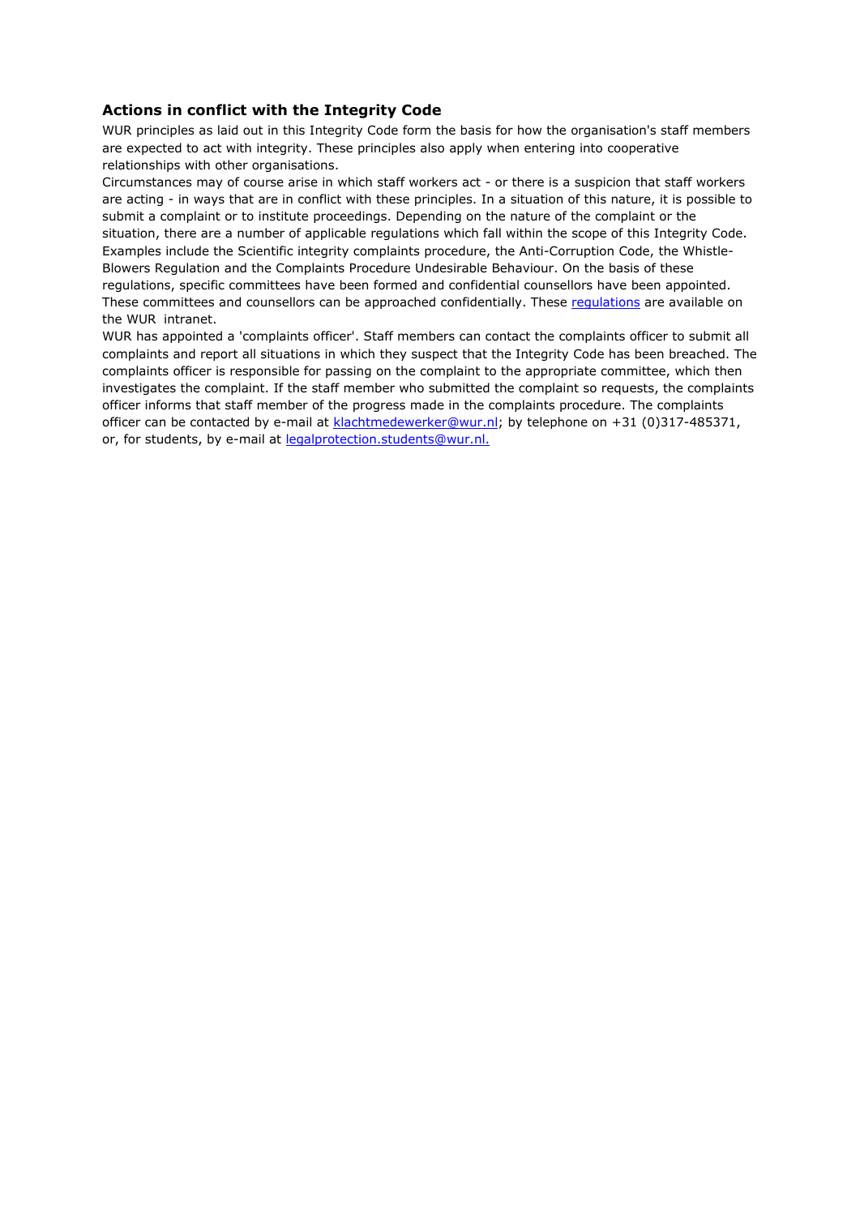### Actions in conflict with the Integrity Code

WUR principles as laid out in this Integrity Code form the basis for how the organisation's staff members are expected to act with integrity. These principles also apply when entering into cooperative relationships with other organisations.

Circumstances may of course arise in which staff workers act - or there is a suspicion that staff workers are acting - in ways that are in conflict with these principles. In a situation of this nature, it is possible to submit a complaint or to institute proceedings. Depending on the nature of the complaint or the situation, there are a number of applicable regulations which fall within the scope of this Integrity Code. Examples include the Scientific integrity complaints procedure, the Anti-Corruption Code, the Whistle-Blowers Regulation and the Complaints Procedure Undesirable Behaviour. On the basis of these regulations, specific committees have been formed and confidential counsellors have been appointed. These committees and counsellors can be approached confidentially. These regulations are available on the WUR intranet.

WUR has appointed a 'complaints officer'. Staff members can contact the complaints officer to submit all complaints and report all situations in which they suspect that the Integrity Code has been breached. The complaints officer is responsible for passing on the complaint to the appropriate committee, which then investigates the complaint. If the staff member who submitted the complaint so requests, the complaints officer informs that staff member of the progress made in the complaints procedure. The complaints officer can be contacted by e-mail at klachtmedewerker@wur.nl; by telephone on +31 (0)317-485371, or, for students, by e-mail at legalprotection.students@wur.nl.